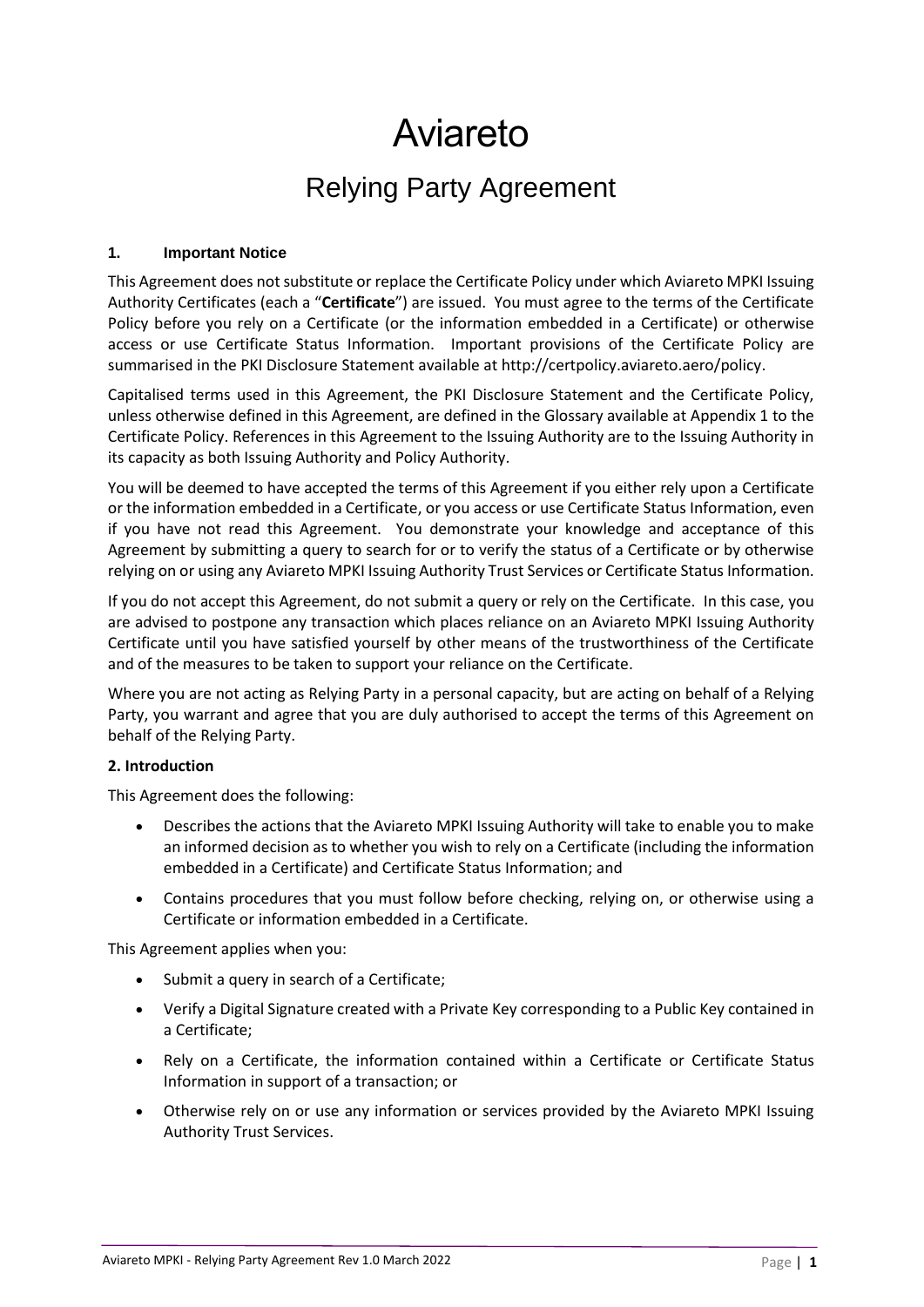# Aviareto

## Relying Party Agreement

### 1. Important Notice

This Agreement does not substitute or replace the Certificate Policy under which Aviareto MPKI Issuing Authority Certificates (each a "**Certificate**") are issued. You must agree to the terms of the Certificate Policy before you rely on a Certificate (or the information embedded in a Certificate) or otherwise access or use Certificate Status Information. Important provisions of the Certificate Policy are summarised in the PKI Disclosure Statement available at http://certpolicy.aviareto.aero/policy.

Capitalised terms used in this Agreement, the PKI Disclosure Statement and the Certificate Policy, unless otherwise defined in this Agreement, are defined in the Glossary available at Appendix 1 to the Certificate Policy. References in this Agreement to the Issuing Authority are to the Issuing Authority in its capacity as both Issuing Authority and Policy Authority.

You will be deemed to have accepted the terms of this Agreement if you either rely upon a Certificate or the information embedded in a Certificate, or you access or use Certificate Status Information, even if you have not read this Agreement. You demonstrate your knowledge and acceptance of this Agreement by submitting a query to search for or to verify the status of a Certificate or by otherwise relying on or using any Aviareto MPKI Issuing Authority Trust Services or Certificate Status Information.

If you do not accept this Agreement, do not submit a query or rely on the Certificate. In this case, you are advised to postpone any transaction which places reliance on an Aviareto MPKI Issuing Authority Certificate until you have satisfied yourself by other means of the trustworthiness of the Certificate and of the measures to be taken to support your reliance on the Certificate.

Where you are not acting as Relying Party in a personal capacity, but are acting on behalf of a Relying Party, you warrant and agree that you are duly authorised to accept the terms of this Agreement on behalf of the Relying Party.

### 2. Introduction

This Agreement does the following:

- Describes the actions that the Aviareto MPKI Issuing Authority will take to enable you to make an informed decision as to whether you wish to rely on a Certificate (including the information embedded in a Certificate) and Certificate Status Information; and
- Contains procedures that you must follow before checking, relying on, or otherwise using a Certificate or information embedded in a Certificate.

This Agreement applies when you:

- Submit a query in search of a Certificate;
- Verify a Digital Signature created with a Private Key corresponding to a Public Key contained in a Certificate;
- Rely on a Certificate, the information contained within a Certificate or Certificate Status Information in support of a transaction; or
- Otherwise rely on or use any information or services provided by the Aviareto MPKI Issuing Authority Trust Services.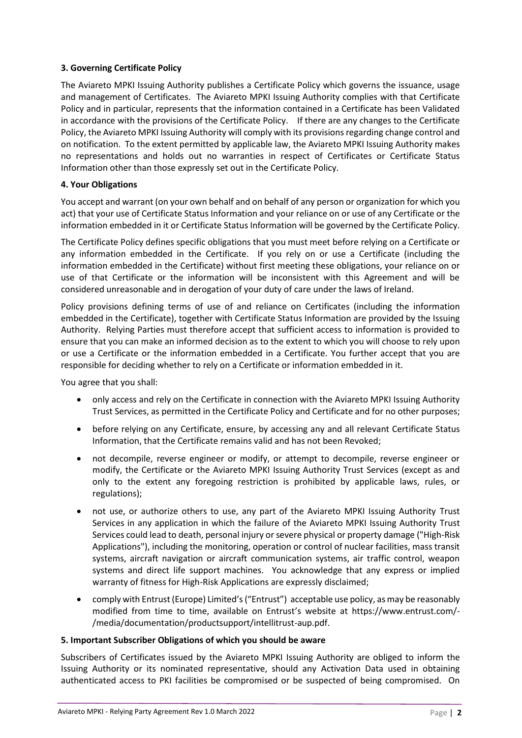**3. Governing Certificate Policy**

The Aviareto MPKI Issuing Authority publishes a Certificate Policy which governs the issuance, usage and management of Certificates. The Aviareto MPKI Issuing Authority complies with that Certificate Policy and in particular, represents that the information contained in a Certificate has been Validated in accordance with the provisions of the Certificate Policy. If there are any changes to the Certificate Policy, the Aviareto MPKI Issuing Authority will comply with its provisions regarding change control and on notification. To the extent permitted by applicable law, the Aviareto MPKI Issuing Authority makes no representations and holds out no warranties in respect of Certificates or Certificate Status Information other than those expressly set out in the Certificate Policy.

**4. Your Obligations**

You accept and warrant (on your own behalf and on behalf of any person or organization for which you act) that your use of Certificate Status Information and your reliance on or use of any Certificate or the information embedded in it or Certificate Status Information will be governed by the Certificate Policy.

The Certificate Policy defines specific obligations that you must meet before relying on a Certificate or any information embedded in the Certificate. If you rely on or use a Certificate (including the information embedded in the Certificate) without first meeting these obligations, your reliance on or use of that Certificate or the information will be inconsistent with this Agreement and will be considered unreasonable and in derogation of your duty of care under the laws of Ireland.

Policy provisions defining terms of use of and reliance on Certificates (including the information embedded in the Certificate), together with Certificate Status Information are provided by the Issuing Authority. Relying Parties must therefore accept that sufficient access to information is provided to ensure that you can make an informed decision as to the extent to which you will choose to rely upon or use a Certificate or the information embedded in a Certificate. You further accept that you are responsible for deciding whether to rely on a Certificate or information embedded in it.

You agree that you shall:

- only access and rely on the Certificate in connection with the Aviareto MPKI Issuing Authority Trust Services, as permitted in the Certificate Policy and Certificate and for no other purposes;
- before relying on any Certificate, ensure, by accessing any and all relevant Certificate Status Information, that the Certificate remains valid and has not been Revoked;
- not decompile, reverse engineer or modify, or attempt to decompile, reverse engineer or modify, the Certificate or the Aviareto MPKI Issuing Authority Trust Services (except as and only to the extent any foregoing restriction is prohibited by applicable laws, rules, or regulations);
- not use, or authorize others to use, any part of the Aviareto MPKI Issuing Authority Trust Services in any application in which the failure of the Aviareto MPKI Issuing Authority Trust Services could lead to death, personal injury or severe physical or property damage ("High-Risk Applications"), including the monitoring, operation or control of nuclear facilities, mass transit systems, aircraft navigation or aircraft communication systems, air traffic control, weapon systems and direct life support machines. You acknowledge that any express or implied warranty of fitness for High-Risk Applications are expressly disclaimed;
- comply with Entrust (Europe) Limited's ("Entrust") acceptable use policy, as may be reasonably modified from time to time, available on Entrust's website at https://www.entrust.com/-/media/documentation/productsupport/intellitrust-aup.pdf.

**5. Important Subscriber Obligations of which you should be aware**

Subscribers of Certificates issued by the Aviareto MPKI Issuing Authority are obliged to inform the Issuing Authority or its nominated representative, should any Activation Data used in obtaining authenticated access to PKI facilities be compromised or be suspected of being compromised. On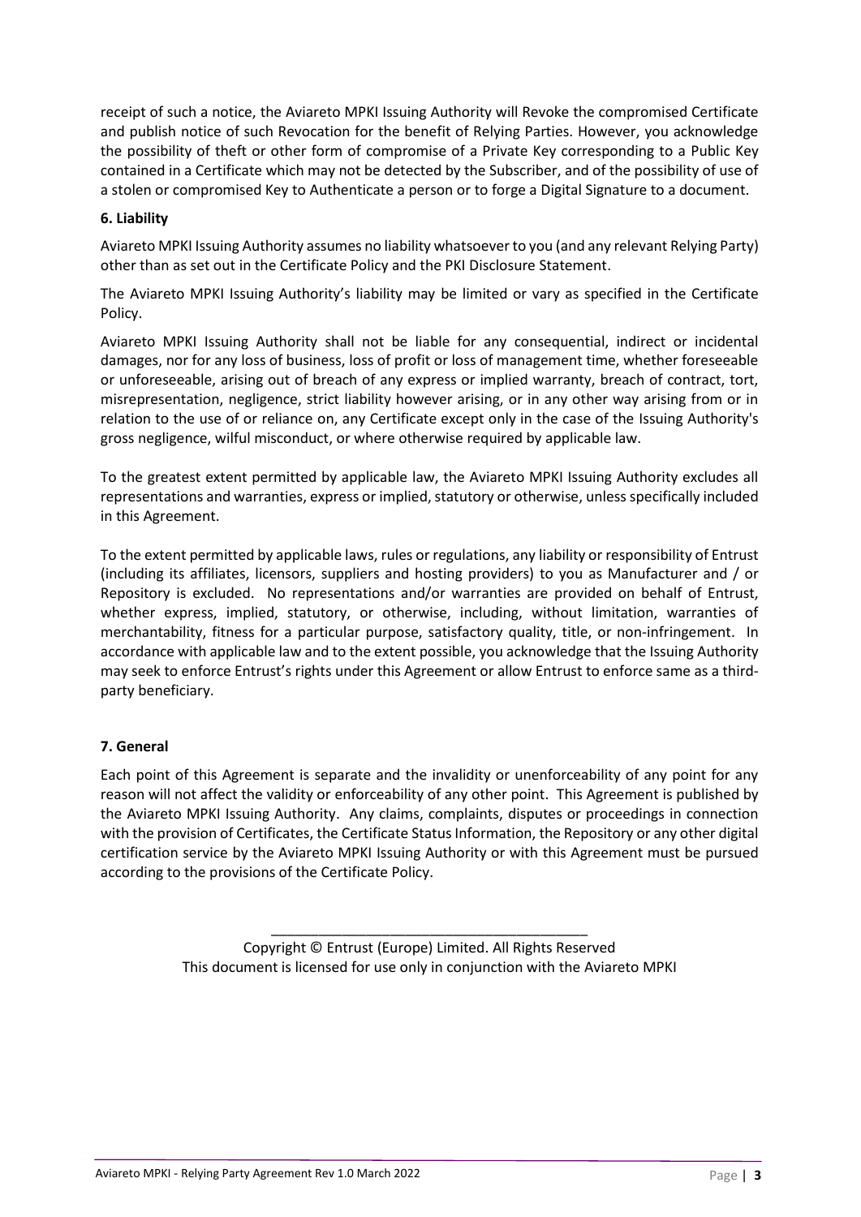receipt of such a notice, the Aviareto MPKI Issuing Authority will Revoke the compromised Certificate and publish notice of such Revocation for the benefit of Relying Parties. However, you acknowledge the possibility of theft or other form of compromise of a Private Key corresponding to a Public Key contained in a Certificate which may not be detected by the Subscriber, and of the possibility of use of a stolen or compromised Key to Authenticate a person or to forge a Digital Signature to a document.

### 6. Liability

Aviareto MPKI Issuing Authority assumes no liability whatsoever to you (and any relevant Relying Party) other than as set out in the Certificate Policy and the PKI Disclosure Statement.

The Aviareto MPKI Issuing Authority's liability may be limited or vary as specified in the Certificate Policy.

Aviareto MPKI Issuing Authority shall not be liable for any consequential, indirect or incidental damages, nor for any loss of business, loss of profit or loss of management time, whether foreseeable or unforeseeable, arising out of breach of any express or implied warranty, breach of contract, tort, misrepresentation, negligence, strict liability however arising, or in any other way arising from or in relation to the use of or reliance on, any Certificate except only in the case of the Issuing Authority's gross negligence, wilful misconduct, or where otherwise required by applicable law.

To the greatest extent permitted by applicable law, the Aviareto MPKI Issuing Authority excludes all representations and warranties, express or implied, statutory or otherwise, unless specifically included in this Agreement.

To the extent permitted by applicable laws, rules or regulations, any liability or responsibility of Entrust (including its affiliates, licensors, suppliers and hosting providers) to you as Manufacturer and / or Repository is excluded. No representations and/or warranties are provided on behalf of Entrust, whether express, implied, statutory, or otherwise, including, without limitation, warranties of merchantability, fitness for a particular purpose, satisfactory quality, title, or non-infringement. In accordance with applicable law and to the extent possible, you acknowledge that the Issuing Authority may seek to enforce Entrust's rights under this Agreement or allow Entrust to enforce same as a third-party beneficiary.

### 7. General

Each point of this Agreement is separate and the invalidity or unenforceability of any point for any reason will not affect the validity or enforceability of any other point. This Agreement is published by the Aviareto MPKI Issuing Authority. Any claims, complaints, disputes or proceedings in connection with the provision of Certificates, the Certificate Status Information, the Repository or any other digital certification service by the Aviareto MPKI Issuing Authority or with this Agreement must be pursued according to the provisions of the Certificate Policy.

---

Copyright © Entrust (Europe) Limited. All Rights Reserved
This document is licensed for use only in conjunction with the Aviareto MPKI